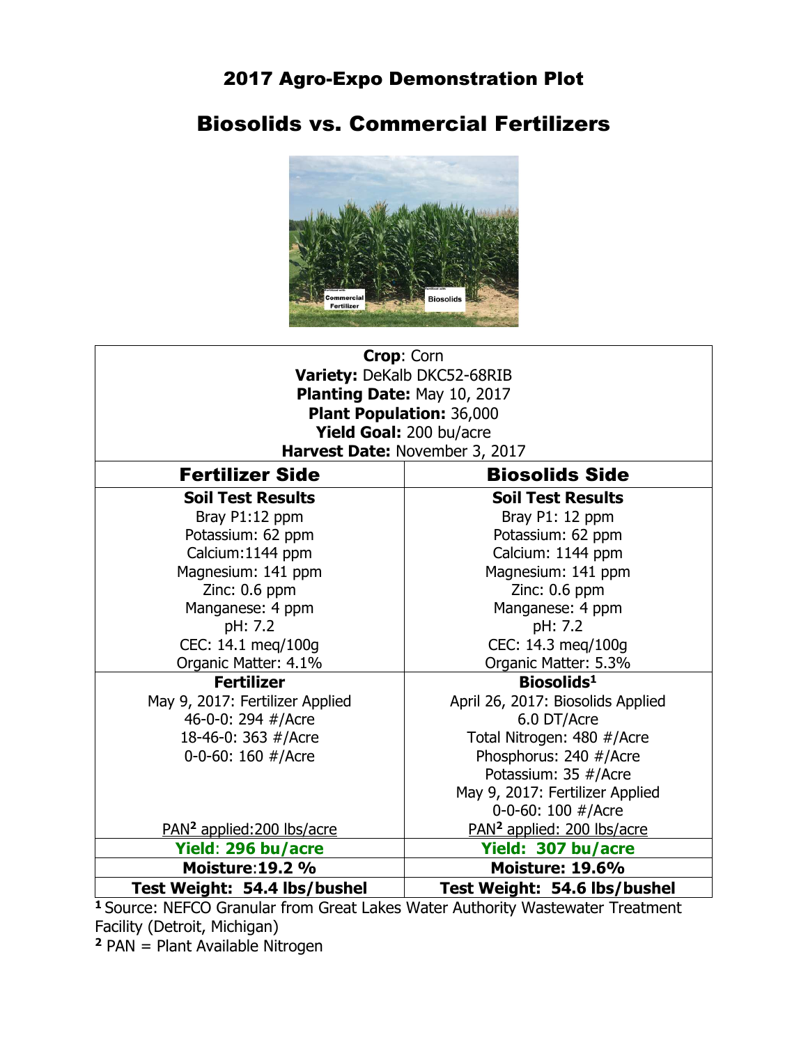# 2017 Agro-Expo Demonstration Plot

## Biosolids vs. Commercial Fertilizers

| **Crop**: Corn<br>**Variety:** DeKalb DKC52-68RIB<br>**Planting Date:** May 10, 2017<br>**Plant Population:** 36,000<br>**Yield Goal:** 200 bu/acre<br>**Harvest Date:** November 3, 2017 | |
|---|---|
| **Fertilizer Side** | **Biosolids Side** |
| **Soil Test Results**<br>Bray P1:12 ppm<br>Potassium: 62 ppm<br>Calcium:1144 ppm<br>Magnesium: 141 ppm<br>Zinc: 0.6 ppm<br>Manganese: 4 ppm<br>pH: 7.2<br>CEC: 14.1 meq/100g<br>Organic Matter: 4.1% | **Soil Test Results**<br>Bray P1: 12 ppm<br>Potassium: 62 ppm<br>Calcium: 1144 ppm<br>Magnesium: 141 ppm<br>Zinc: 0.6 ppm<br>Manganese: 4 ppm<br>pH: 7.2<br>CEC: 14.3 meq/100g<br>Organic Matter: 5.3% |
| **Fertilizer**<br>May 9, 2017: Fertilizer Applied<br>46-0-0: 294 #/Acre<br>18-46-0: 363 #/Acre<br>0-0-60: 160 #/Acre<br>PAN[2] applied:200 lbs/acre | **Biosolids[1]**<br>April 26, 2017: Biosolids Applied<br>6.0 DT/Acre<br>Total Nitrogen: 480 #/Acre<br>Phosphorus: 240 #/Acre<br>Potassium: 35 #/Acre<br>May 9, 2017: Fertilizer Applied<br>0-0-60: 100 #/Acre<br>PAN[2] applied: 200 lbs/acre |
| **Yield: 296 bu/acre** | **Yield: 307 bu/acre** |
| **Moisture:19.2 %** | **Moisture: 19.6%** |
| **Test Weight: 54.4 lbs/bushel** | **Test Weight: 54.6 lbs/bushel** |

[1] Source: NEFCO Granular from Great Lakes Water Authority Wastewater Treatment Facility (Detroit, Michigan)

[2] PAN = Plant Available Nitrogen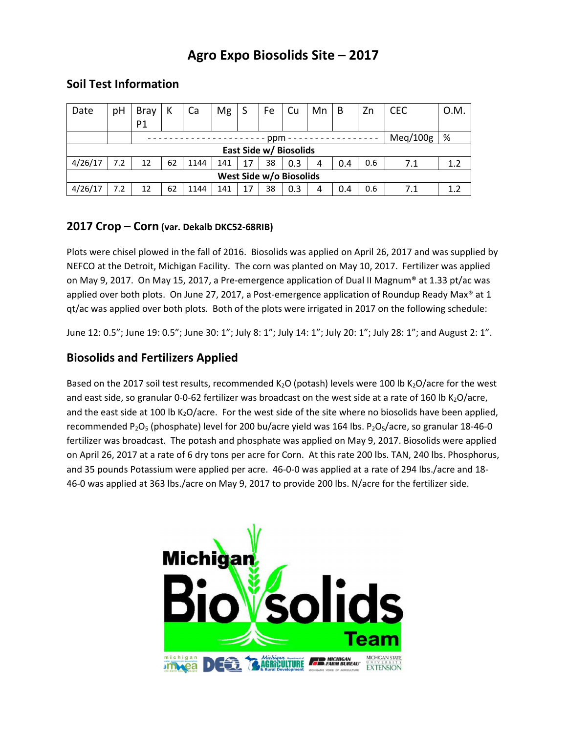# Agro Expo Biosolids Site – 2017

## Soil Test Information

| Date | pH | Bray P1 | K | Ca | Mg | S | Fe | Cu | Mn | B | Zn | CEC | O.M. |
|---|---|---|---|---|---|---|---|---|---|---|---|---|---|
| | | ppm | | | | | | | | | | Meq/100g | % |
| **East Side w/ Biosolids** | | | | | | | | | | | | | |
| 4/26/17 | 7.2 | 12 | 62 | 1144 | 141 | 17 | 38 | 0.3 | 4 | 0.4 | 0.6 | 7.1 | 1.2 |
| **West Side w/o Biosolids** | | | | | | | | | | | | | |
| 4/26/17 | 7.2 | 12 | 62 | 1144 | 141 | 17 | 38 | 0.3 | 4 | 0.4 | 0.6 | 7.1 | 1.2 |

## 2017 Crop – Corn (var. Dekalb DKC52-68RIB)

Plots were chisel plowed in the fall of 2016. Biosolids was applied on April 26, 2017 and was supplied by NEFCO at the Detroit, Michigan Facility. The corn was planted on May 10, 2017. Fertilizer was applied on May 9, 2017. On May 15, 2017, a Pre-emergence application of Dual II Magnum® at 1.33 pt/ac was applied over both plots. On June 27, 2017, a Post-emergence application of Roundup Ready Max® at 1 qt/ac was applied over both plots. Both of the plots were irrigated in 2017 on the following schedule:

June 12: 0.5"; June 19: 0.5"; June 30: 1"; July 8: 1"; July 14: 1"; July 20: 1"; July 28: 1"; and August 2: 1".

## Biosolids and Fertilizers Applied

Based on the 2017 soil test results, recommended $K_2O$ (potash) levels were 100 lb $K_2O$/acre for the west and east side, so granular 0-0-62 fertilizer was broadcast on the west side at a rate of 160 lb $K_2O$/acre, and the east side at 100 lb $K_2O$/acre. For the west side of the site where no biosolids have been applied, recommended $P_2O_5$ (phosphate) level for 200 bu/acre yield was 164 lbs. $P_2O_5$/acre, so granular 18-46-0 fertilizer was broadcast. The potash and phosphate was applied on May 9, 2017. Biosolids were applied on April 26, 2017 at a rate of 6 dry tons per acre for Corn. At this rate 200 lbs. TAN, 240 lbs. Phosphorus, and 35 pounds Potassium were applied per acre. 46-0-0 was applied at a rate of 294 lbs./acre and 18-46-0 was applied at 363 lbs./acre on May 9, 2017 to provide 200 lbs. N/acre for the fertilizer side.

Michigan Biosolids Team

michigan mwea · DEQ · Michigan Department of Agriculture & Rural Development · Michigan Farm Bureau · Michigan State University Extension